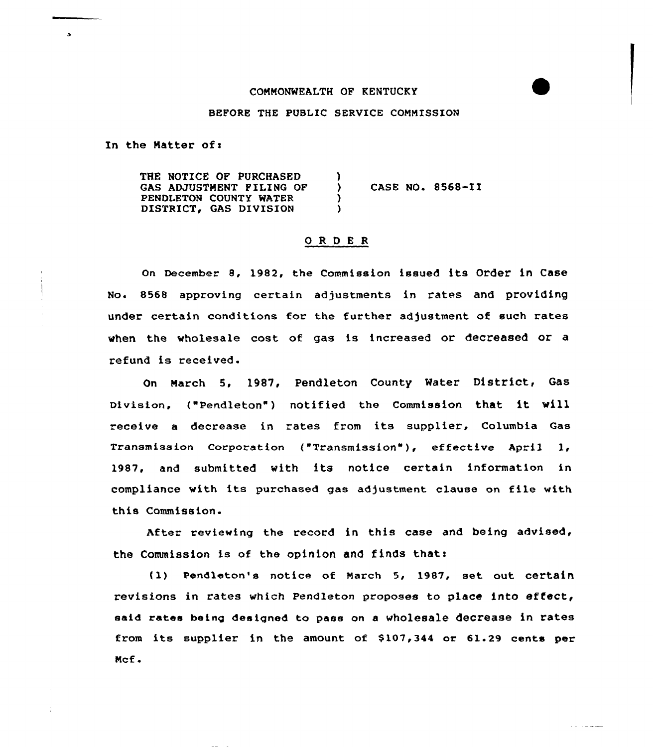COMMONWEALTH OF KENTUCKY

BEFORE THE PUBLIC SERVICE COMMISSION

In the Matter of:

| | | |
|---|---|---|
| THE NOTICE OF PURCHASED GAS ADJUSTMENT FILING OF PENDLETON COUNTY WATER DISTRICT, GAS DIVISION | ) ) ) ) | CASE NO. 8568-II |

# O R D E R

On December 8, 1982, the Commission issued its Order in Case No. 8568 approving certain adjustments in rates and providing under certain conditions for the further adjustment of such rates when the wholesale cost of gas is increased or decreased or a refund is received.

On March 5, 1987, Pendleton County Water District, Gas Division, ("Pendleton") notified the Commission that it will receive a decrease in rates from its supplier, Columbia Gas Transmission Corporation ("Transmission"), effective April 1, 1987, and submitted with its notice certain information in compliance with its purchased gas adjustment clause on file with this Commission.

After reviewing the record in this case and being advised, the Commission is of the opinion and finds that:

(1) Pendleton's notice of March 5, 1987, set out certain revisions in rates which Pendleton proposes to place into effect, said rates being designed to pass on a wholesale decrease in rates from its supplier in the amount of $107,344 or 61.29 cents per Mcf.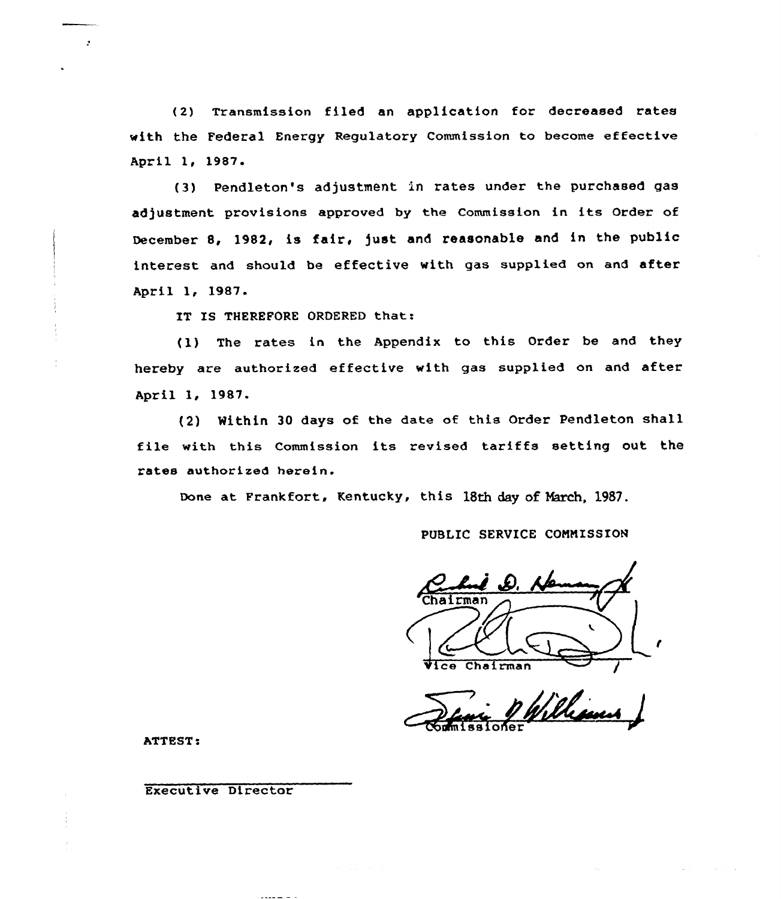(2) Transmission filed an application for decreased rates with the Federal Energy Regulatory Commission to become effective April 1, 1987.

(3) Pendleton's adjustment in rates under the purchased gas adjustment provisions approved by the Commission in its Order of December 8, 1982, is fair, just and reasonable and in the public interest and should be effective with gas supplied on and after April 1, 1987.

IT IS THEREFORE ORDERED that:

(1) The rates in the Appendix to this Order be and they hereby are authorized effective with gas supplied on and after April 1, 1987.

(2) Within 30 days of the date of this Order Pendleton shall file with this Commission its revised tariffs setting out the rates authorized herein.

Done at Frankfort, Kentucky, this 18th day of March, 1987.

PUBLIC SERVICE COMMISSION

Chairman

Vice Chairman

Commissioner

ATTEST:

Executive Director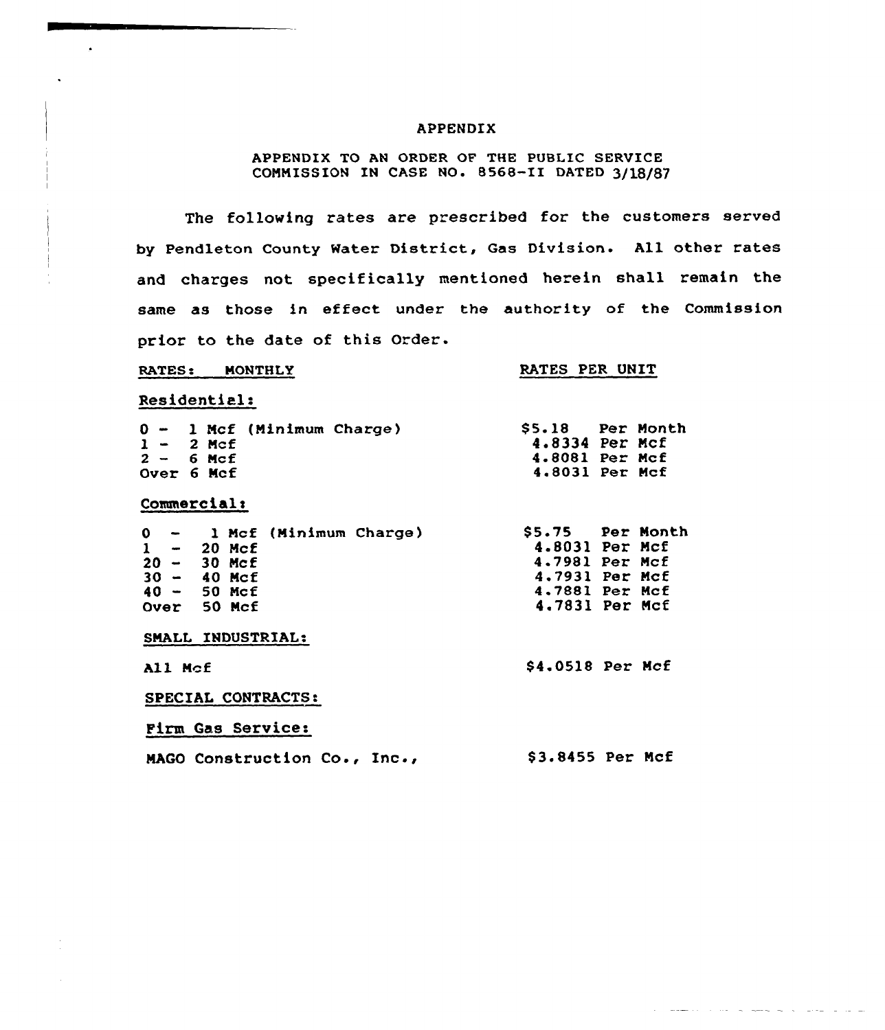# APPENDIX

APPENDIX TO AN ORDER OF THE PUBLIC SERVICE COMMISSION IN CASE NO. 8568-II DATED 3/18/87

The following rates are prescribed for the customers served by Pendleton County Water District, Gas Division. All other rates and charges not specifically mentioned herein shall remain the same as those in effect under the authority of the Commission prior to the date of this Order.

| RATES: MONTHLY | RATES PER UNIT |
|---|---|
| **Residential:** | |
| 0 - 1 Mcf (Minimum Charge) | $5.18 Per Month |
| 1 - 2 Mcf | 4.8334 Per Mcf |
| 2 - 6 Mcf | 4.8081 Per Mcf |
| Over 6 Mcf | 4.8031 Per Mcf |
| **Commercial:** | |
| 0 - 1 Mcf (Minimum Charge) | $5.75 Per Month |
| 1 - 20 Mcf | 4.8031 Per Mcf |
| 20 - 30 Mcf | 4.7981 Per Mcf |
| 30 - 40 Mcf | 4.7931 Per Mcf |
| 40 - 50 Mcf | 4.7881 Per Mcf |
| Over 50 Mcf | 4.7831 Per Mcf |
| **SMALL INDUSTRIAL:** | |
| All Mcf | $4.0518 Per Mcf |
| **SPECIAL CONTRACTS:** | |
| **Firm Gas Service:** | |
| MAGO Construction Co., Inc., | $3.8455 Per Mcf |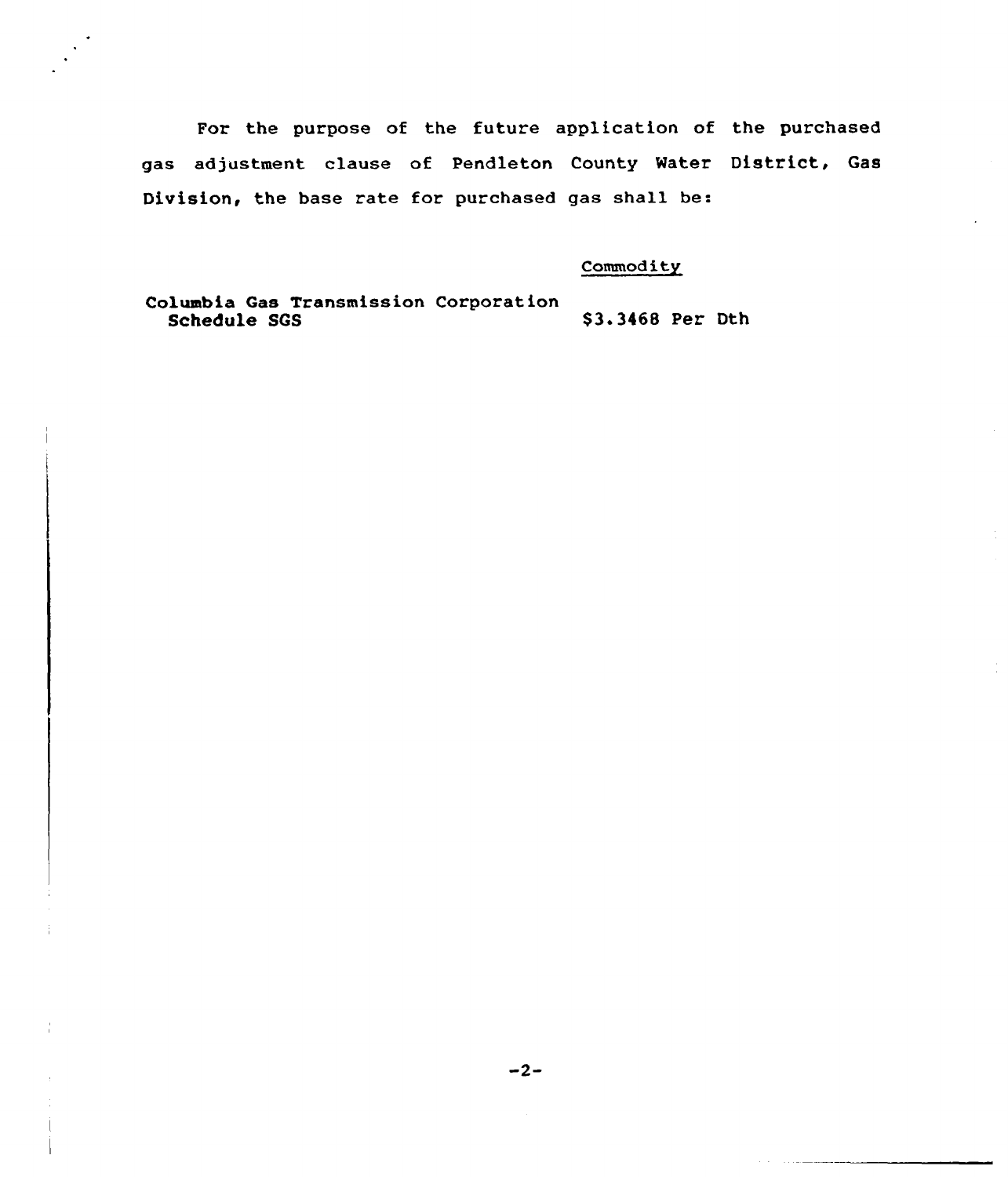For the purpose of the future application of the purchased gas adjustment clause of Pendleton County Water District, Gas Division, the base rate for purchased gas shall be:

| | Commodity |
|---|---|
| Columbia Gas Transmission Corporation Schedule SGS | $3.3468 Per Dth |